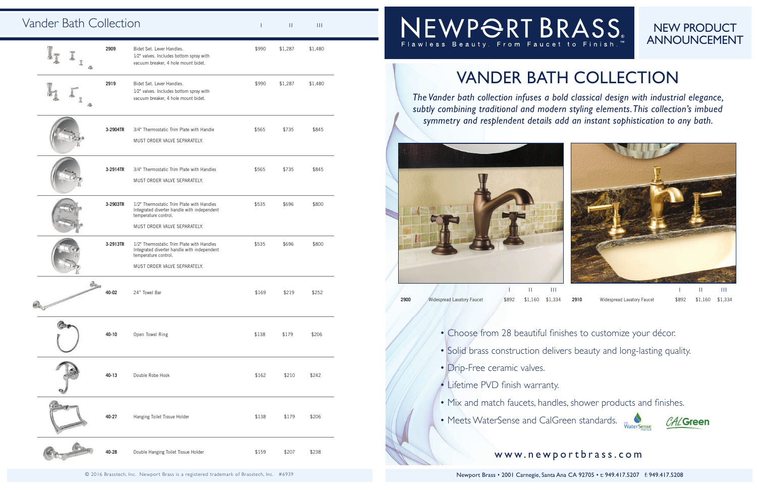# Vander Bath Collection

| | I | II | III |
|---|---|---|---|
| **2909** Bidet Set. Lever Handles. 1/2" valves. Includes bottom spray with vacuum breaker, 4 hole mount bidet. | $990 | $1,287 | $1,480 |
| **2919** Bidet Set. Lever Handles. 1/2" valves. Includes bottom spray with vacuum breaker, 4 hole mount bidet. | $990 | $1,287 | $1,480 |
| **3-2904TR** 3/4" Thermostatic Trim Plate with Handle. MUST ORDER VALVE SEPARATELY. | $565 | $735 | $845 |
| **3-2914TR** 3/4" Thermostatic Trim Plate with Handles. MUST ORDER VALVE SEPARATELY. | $565 | $735 | $845 |
| **3-2903TR** 1/2" Thermostatic Trim Plate with Handles. Integrated diverter handle with independent temperature control. MUST ORDER VALVE SEPARATELY. | $535 | $696 | $800 |
| **3-2913TR** 1/2" Thermostatic Trim Plate with Handles. Integrated diverter handle with independent temperature control. MUST ORDER VALVE SEPARATELY. | $535 | $696 | $800 |
| **40-02** 24" Towel Bar | $169 | $219 | $252 |
| **40-10** Open Towel Ring | $138 | $179 | $206 |
| **40-13** Double Robe Hook | $162 | $210 | $242 |
| **40-27** Hanging Toilet Tissue Holder | $138 | $179 | $206 |
| **40-28** Double Hanging Toilet Tissue Holder | $159 | $207 | $238 |

© 2016 Brasstech, Inc. Newport Brass is a registered trademark of Brasstech, Inc. #6939

NEWPORT BRASS®
Flawless Beauty. From Faucet to Finish.™

NEW PRODUCT ANNOUNCEMENT

# VANDER BATH COLLECTION

*The Vander bath collection infuses a bold classical design with industrial elegance, subtly combining traditional and modern styling elements. This collection's imbued symmetry and resplendent details add an instant sophistication to any bath.*

| | | I | II | III |
|---|---|---|---|---|
| **2900** | Widespread Lavatory Faucet | $892 | $1,160 | $1,334 |
| **2910** | Widespread Lavatory Faucet | $892 | $1,160 | $1,334 |

- Choose from 28 beautiful finishes to customize your décor.
- Solid brass construction delivers beauty and long-lasting quality.
- Drip-Free ceramic valves.
- Lifetime PVD finish warranty.
- Mix and match faucets, handles, shower products and finishes.
- Meets WaterSense and CalGreen standards.

www.newportbrass.com

Newport Brass • 2001 Carnegie, Santa Ana CA 92705 • t: 949.417.5207 f: 949.417.5208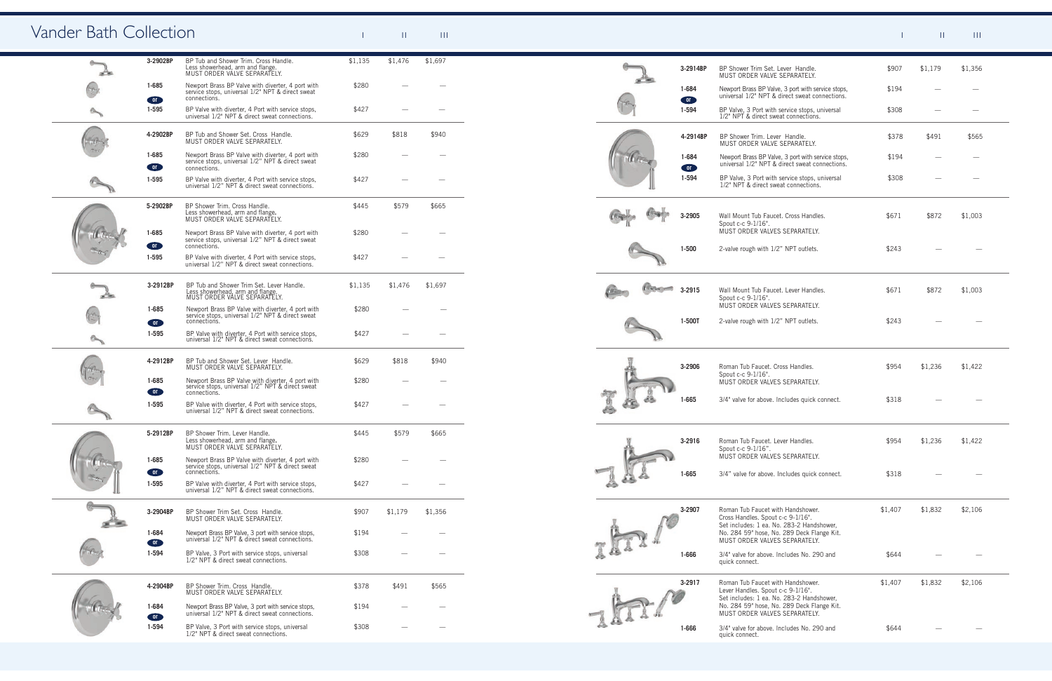# Vander Bath Collection

| | | I | II | III |
|---|---|---|---|---|
| **3-2902BP** | BP Tub and Shower Trim. Cross Handle. Less showerhead, arm and flange. MUST ORDER VALVE SEPARATELY. | $1,135 | $1,476 | $1,697 |
| **1-685** | Newport Brass BP Valve with diverter, 4 port with service stops, universal 1/2" NPT & direct sweat connections. | $280 | — | — |
| or | | | | |
| **1-595** | BP Valve with diverter, 4 Port with service stops, universal 1/2" NPT & direct sweat connections. | $427 | — | — |
| **4-2902BP** | BP Tub and Shower Set. Cross Handle. MUST ORDER VALVE SEPARATELY. | $629 | $818 | $940 |
| **1-685** | Newport Brass BP Valve with diverter, 4 port with service stops, universal 1/2" NPT & direct sweat connections. | $280 | — | — |
| or | | | | |
| **1-595** | BP Valve with diverter, 4 Port with service stops, universal 1/2" NPT & direct sweat connections. | $427 | — | — |
| **5-2902BP** | BP Shower Trim. Cross Handle. Less showerhead, arm and flange. MUST ORDER VALVE SEPARATELY. | $445 | $579 | $665 |
| **1-685** | Newport Brass BP Valve with diverter, 4 port with service stops, universal 1/2" NPT & direct sweat connections. | $280 | — | — |
| or | | | | |
| **1-595** | BP Valve with diverter, 4 Port with service stops, universal 1/2" NPT & direct sweat connections. | $427 | — | — |
| **3-2912BP** | BP Tub and Shower Trim Set. Lever Handle. Less showerhead, arm and flange. MUST ORDER VALVE SEPARATELY. | $1,135 | $1,476 | $1,697 |
| **1-685** | Newport Brass BP Valve with diverter, 4 port with service stops, universal 1/2" NPT & direct sweat connections. | $280 | — | — |
| or | | | | |
| **1-595** | BP Valve with diverter, 4 Port with service stops, universal 1/2" NPT & direct sweat connections. | $427 | — | — |
| **4-2912BP** | BP Tub and Shower Set. Lever Handle. MUST ORDER VALVE SEPARATELY. | $629 | $818 | $940 |
| **1-685** | Newport Brass BP Valve with diverter, 4 port with service stops, universal 1/2" NPT & direct sweat connections. | $280 | — | — |
| or | | | | |
| **1-595** | BP Valve with diverter, 4 Port with service stops, universal 1/2" NPT & direct sweat connections. | $427 | — | — |
| **5-2912BP** | BP Shower Trim. Lever Handle. Less showerhead, arm and flange. MUST ORDER VALVE SEPARATELY. | $445 | $579 | $665 |
| **1-685** | Newport Brass BP Valve with diverter, 4 port with service stops, universal 1/2" NPT & direct sweat connections. | $280 | — | — |
| or | | | | |
| **1-595** | BP Valve with diverter, 4 Port with service stops, universal 1/2" NPT & direct sweat connections. | $427 | — | — |
| **3-2904BP** | BP Shower Trim Set. Cross Handle. MUST ORDER VALVE SEPARATELY. | $907 | $1,179 | $1,356 |
| **1-684** | Newport Brass BP Valve, 3 port with service stops, universal 1/2" NPT & direct sweat connections. | $194 | — | — |
| or | | | | |
| **1-594** | BP Valve, 3 Port with service stops, universal 1/2" NPT & direct sweat connections. | $308 | — | — |
| **4-2904BP** | BP Shower Trim. Cross Handle. MUST ORDER VALVE SEPARATELY. | $378 | $491 | $565 |
| **1-684** | Newport Brass BP Valve, 3 port with service stops, universal 1/2" NPT & direct sweat connections. | $194 | — | — |
| or | | | | |
| **1-594** | BP Valve, 3 Port with service stops, universal 1/2" NPT & direct sweat connections. | $308 | — | — |
| **3-2914BP** | BP Shower Trim Set. Lever Handle. MUST ORDER VALVE SEPARATELY. | $907 | $1,179 | $1,356 |
| **1-684** | Newport Brass BP Valve, 3 port with service stops, universal 1/2" NPT & direct sweat connections. | $194 | — | — |
| or | | | | |
| **1-594** | BP Valve, 3 Port with service stops, universal 1/2" NPT & direct sweat connections. | $308 | — | — |
| **4-2914BP** | BP Shower Trim. Lever Handle. MUST ORDER VALVE SEPARATELY. | $378 | $491 | $565 |
| **1-684** | Newport Brass BP Valve, 3 port with service stops, universal 1/2" NPT & direct sweat connections. | $194 | — | — |
| or | | | | |
| **1-594** | BP Valve, 3 Port with service stops, universal 1/2" NPT & direct sweat connections. | $308 | — | — |
| **3-2905** | Wall Mount Tub Faucet. Cross Handles. Spout c-c 9-1/16". MUST ORDER VALVES SEPARATELY. | $671 | $872 | $1,003 |
| **1-500** | 2-valve rough with 1/2" NPT outlets. | $243 | — | — |
| **3-2915** | Wall Mount Tub Faucet. Lever Handles. Spout c-c 9-1/16". MUST ORDER VALVES SEPARATELY. | $671 | $872 | $1,003 |
| **1-500T** | 2-valve rough with 1/2" NPT outlets. | $243 | — | — |
| **3-2906** | Roman Tub Faucet. Cross Handles. Spout c-c 9-1/16". MUST ORDER VALVES SEPARATELY. | $954 | $1,236 | $1,422 |
| **1-665** | 3/4" valve for above. Includes quick connect. | $318 | — | — |
| **3-2916** | Roman Tub Faucet. Lever Handles. Spout c-c 9-1/16". MUST ORDER VALVES SEPARATELY. | $954 | $1,236 | $1,422 |
| **1-665** | 3/4" valve for above. Includes quick connect. | $318 | — | — |
| **3-2907** | Roman Tub Faucet with Handshower. Cross Handles. Spout c-c 9-1/16". Set includes: 1 ea. No. 283-2 Handshower, No. 284 59" hose, No. 289 Deck Flange Kit. MUST ORDER VALVES SEPARATELY. | $1,407 | $1,832 | $2,106 |
| **1-666** | 3/4" valve for above. Includes No. 290 and quick connect. | $644 | — | — |
| **3-2917** | Roman Tub Faucet with Handshower. Lever Handles. Spout c-c 9-1/16". Set includes: 1 ea. No. 283-2 Handshower, No. 284 59" hose, No. 289 Deck Flange Kit. MUST ORDER VALVES SEPARATELY. | $1,407 | $1,832 | $2,106 |
| **1-666** | 3/4" valve for above. Includes No. 290 and quick connect. | $644 | — | — |